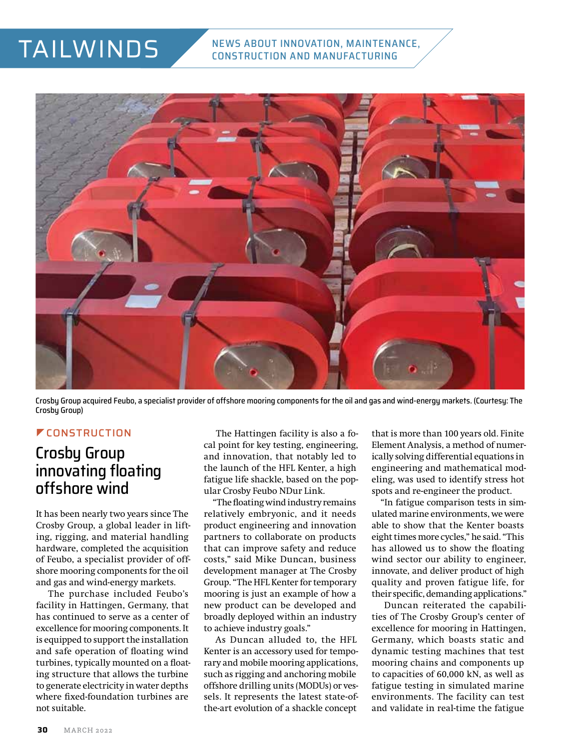# TAILWINDS

NEWS ABOUT INNOVATION, MAINTENANCE, CONSTRUCTION AND MANUFACTURING

Crosby Group acquired Feubo, a specialist provider of offshore mooring components for the oil and gas and wind-energy markets. (Courtesy: The Crosby Group)

CONSTRUCTION

## Crosby Group innovating floating offshore wind

It has been nearly two years since The Crosby Group, a global leader in lifting, rigging, and material handling hardware, completed the acquisition of Feubo, a specialist provider of offshore mooring components for the oil and gas and wind-energy markets.

The purchase included Feubo's facility in Hattingen, Germany, that has continued to serve as a center of excellence for mooring components. It is equipped to support the installation and safe operation of floating wind turbines, typically mounted on a floating structure that allows the turbine to generate electricity in water depths where fixed-foundation turbines are not suitable.

The Hattingen facility is also a focal point for key testing, engineering, and innovation, that notably led to the launch of the HFL Kenter, a high fatigue life shackle, based on the popular Crosby Feubo NDur Link.

"The floating wind industry remains relatively embryonic, and it needs product engineering and innovation partners to collaborate on products that can improve safety and reduce costs," said Mike Duncan, business development manager at The Crosby Group. "The HFL Kenter for temporary mooring is just an example of how a new product can be developed and broadly deployed within an industry to achieve industry goals."

As Duncan alluded to, the HFL Kenter is an accessory used for temporary and mobile mooring applications, such as rigging and anchoring mobile offshore drilling units (MODUs) or vessels. It represents the latest state-of-the-art evolution of a shackle concept that is more than 100 years old. Finite Element Analysis, a method of numerically solving differential equations in engineering and mathematical modeling, was used to identify stress hot spots and re-engineer the product.

"In fatigue comparison tests in simulated marine environments, we were able to show that the Kenter boasts eight times more cycles," he said. "This has allowed us to show the floating wind sector our ability to engineer, innovate, and deliver product of high quality and proven fatigue life, for their specific, demanding applications."

Duncan reiterated the capabilities of The Crosby Group's center of excellence for mooring in Hattingen, Germany, which boasts static and dynamic testing machines that test mooring chains and components up to capacities of 60,000 kN, as well as fatigue testing in simulated marine environments. The facility can test and validate in real-time the fatigue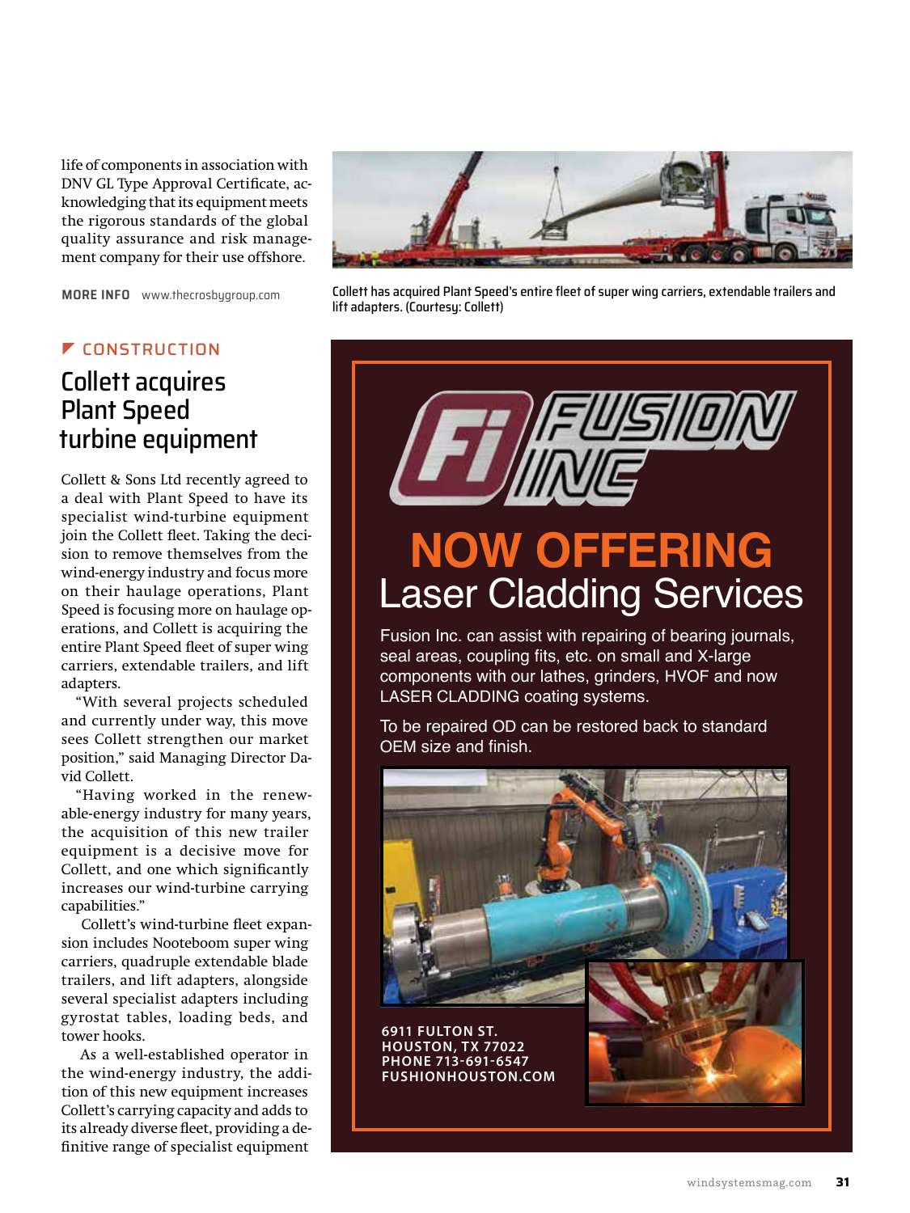life of components in association with DNV GL Type Approval Certificate, acknowledging that its equipment meets the rigorous standards of the global quality assurance and risk management company for their use offshore.

**MORE INFO** www.thecrosbygroup.com

Collett has acquired Plant Speed's entire fleet of super wing carriers, extendable trailers and lift adapters. (Courtesy: Collett)

CONSTRUCTION

## Collett acquires Plant Speed turbine equipment

Collett & Sons Ltd recently agreed to a deal with Plant Speed to have its specialist wind-turbine equipment join the Collett fleet. Taking the decision to remove themselves from the wind-energy industry and focus more on their haulage operations, Plant Speed is focusing more on haulage operations, and Collett is acquiring the entire Plant Speed fleet of super wing carriers, extendable trailers, and lift adapters.

"With several projects scheduled and currently under way, this move sees Collett strengthen our market position," said Managing Director David Collett.

"Having worked in the renewable-energy industry for many years, the acquisition of this new trailer equipment is a decisive move for Collett, and one which significantly increases our wind-turbine carrying capabilities."

Collett's wind-turbine fleet expansion includes Nooteboom super wing carriers, quadruple extendable blade trailers, and lift adapters, alongside several specialist adapters including gyrostat tables, loading beds, and tower hooks.

As a well-established operator in the wind-energy industry, the addition of this new equipment increases Collett's carrying capacity and adds to its already diverse fleet, providing a definitive range of specialist equipment

FUSION INC

**NOW OFFERING**
Laser Cladding Services

Fusion Inc. can assist with repairing of bearing journals, seal areas, coupling fits, etc. on small and X-large components with our lathes, grinders, HVOF and now LASER CLADDING coating systems.

To be repaired OD can be restored back to standard OEM size and finish.

6911 FULTON ST.
HOUSTON, TX 77022
PHONE 713-691-6547
FUSHIONHOUSTON.COM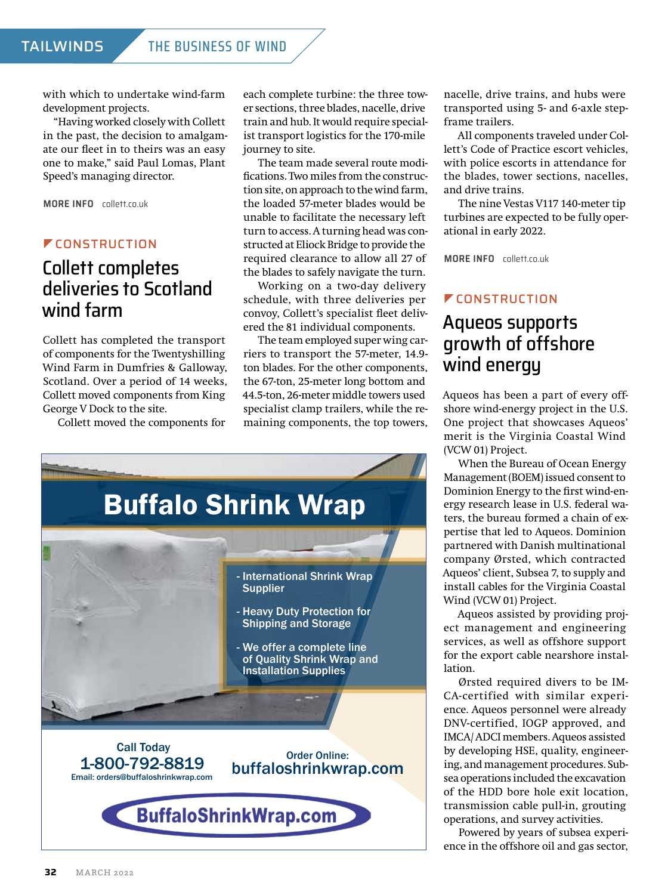with which to undertake wind-farm development projects.

"Having worked closely with Collett in the past, the decision to amalgamate our fleet in to theirs was an easy one to make," said Paul Lomas, Plant Speed's managing director.

**MORE INFO** collett.co.uk

CONSTRUCTION

## Collett completes deliveries to Scotland wind farm

Collett has completed the transport of components for the Twentyshilling Wind Farm in Dumfries & Galloway, Scotland. Over a period of 14 weeks, Collett moved components from King George V Dock to the site.

Collett moved the components for each complete turbine: the three tower sections, three blades, nacelle, drive train and hub. It would require specialist transport logistics for the 170-mile journey to site.

The team made several route modifications. Two miles from the construction site, on approach to the wind farm, the loaded 57-meter blades would be unable to facilitate the necessary left turn to access. A turning head was constructed at Eliock Bridge to provide the required clearance to allow all 27 of the blades to safely navigate the turn.

Working on a two-day delivery schedule, with three deliveries per convoy, Collett's specialist fleet delivered the 81 individual components.

The team employed super wing carriers to transport the 57-meter, 14.9-ton blades. For the other components, the 67-ton, 25-meter long bottom and 44.5-ton, 26-meter middle towers used specialist clamp trailers, while the remaining components, the top towers, nacelle, drive trains, and hubs were transported using 5- and 6-axle step-frame trailers.

All components traveled under Collett's Code of Practice escort vehicles, with police escorts in attendance for the blades, tower sections, nacelles, and drive trains.

The nine Vestas V117 140-meter tip turbines are expected to be fully operational in early 2022.

**MORE INFO** collett.co.uk

CONSTRUCTION

## Aqueos supports growth of offshore wind energy

Aqueos has been a part of every offshore wind-energy project in the U.S. One project that showcases Aqueos' merit is the Virginia Coastal Wind (VCW 01) Project.

When the Bureau of Ocean Energy Management (BOEM) issued consent to Dominion Energy to the first wind-energy research lease in U.S. federal waters, the bureau formed a chain of expertise that led to Aqueos. Dominion partnered with Danish multinational company Ørsted, which contracted Aqueos' client, Subsea 7, to supply and install cables for the Virginia Coastal Wind (VCW 01) Project.

Aqueos assisted by providing project management and engineering services, as well as offshore support for the export cable nearshore installation.

Ørsted required divers to be IMCA-certified with similar experience. Aqueos personnel were already DNV-certified, IOGP approved, and IMCA/ADCI members. Aqueos assisted by developing HSE, quality, engineering, and management procedures. Subsea operations included the excavation of the HDD bore hole exit location, transmission cable pull-in, grouting operations, and survey activities.

Powered by years of subsea experience in the offshore oil and gas sector,

# Buffalo Shrink Wrap

- International Shrink Wrap Supplier
- Heavy Duty Protection for Shipping and Storage
- We offer a complete line of Quality Shrink Wrap and Installation Supplies

Call Today
1-800-792-8819
Email: orders@buffaloshrinkwrap.com

Order Online:
buffaloshrinkwrap.com

BuffaloShrinkWrap.com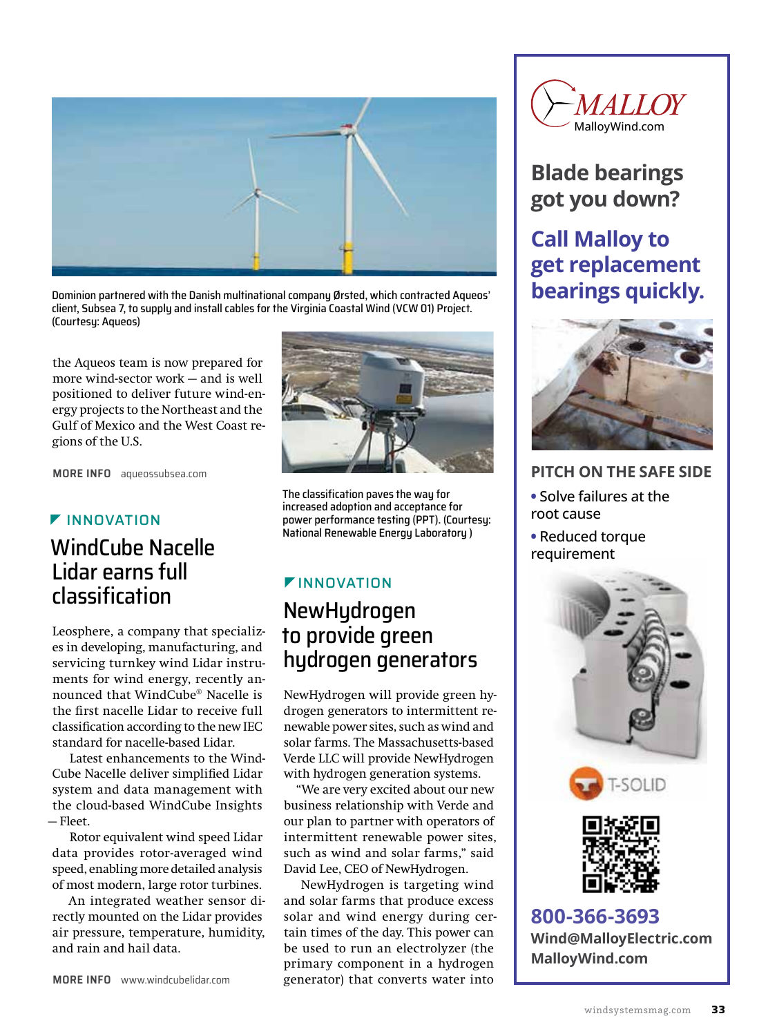Dominion partnered with the Danish multinational company Ørsted, which contracted Aqueos' client, Subsea 7, to supply and install cables for the Virginia Coastal Wind (VCW 01) Project. (Courtesy: Aqueos)

the Aqueos team is now prepared for more wind-sector work — and is well positioned to deliver future wind-energy projects to the Northeast and the Gulf of Mexico and the West Coast regions of the U.S.

**MORE INFO** aqueossubsea.com

INNOVATION

## WindCube Nacelle Lidar earns full classification

Leosphere, a company that specializes in developing, manufacturing, and servicing turnkey wind Lidar instruments for wind energy, recently announced that WindCube® Nacelle is the first nacelle Lidar to receive full classification according to the new IEC standard for nacelle-based Lidar.

Latest enhancements to the WindCube Nacelle deliver simplified Lidar system and data management with the cloud-based WindCube Insights — Fleet.

Rotor equivalent wind speed Lidar data provides rotor-averaged wind speed, enabling more detailed analysis of most modern, large rotor turbines.

An integrated weather sensor directly mounted on the Lidar provides air pressure, temperature, humidity, and rain and hail data.

**MORE INFO** www.windcubelidar.com

The classification paves the way for increased adoption and acceptance for power performance testing (PPT). (Courtesy: National Renewable Energy Laboratory )

INNOVATION

## NewHydrogen to provide green hydrogen generators

NewHydrogen will provide green hydrogen generators to intermittent renewable power sites, such as wind and solar farms. The Massachusetts-based Verde LLC will provide NewHydrogen with hydrogen generation systems.

"We are very excited about our new business relationship with Verde and our plan to partner with operators of intermittent renewable power sites, such as wind and solar farms," said David Lee, CEO of NewHydrogen.

NewHydrogen is targeting wind and solar farms that produce excess solar and wind energy during certain times of the day. This power can be used to run an electrolyzer (the primary component in a hydrogen generator) that converts water into

MALLOY
MalloyWind.com

**Blade bearings got you down?**

**Call Malloy to get replacement bearings quickly.**

**PITCH ON THE SAFE SIDE**

- Solve failures at the root cause
- Reduced torque requirement

T-SOLID

**800-366-3693**
**Wind@MalloyElectric.com**
**MalloyWind.com**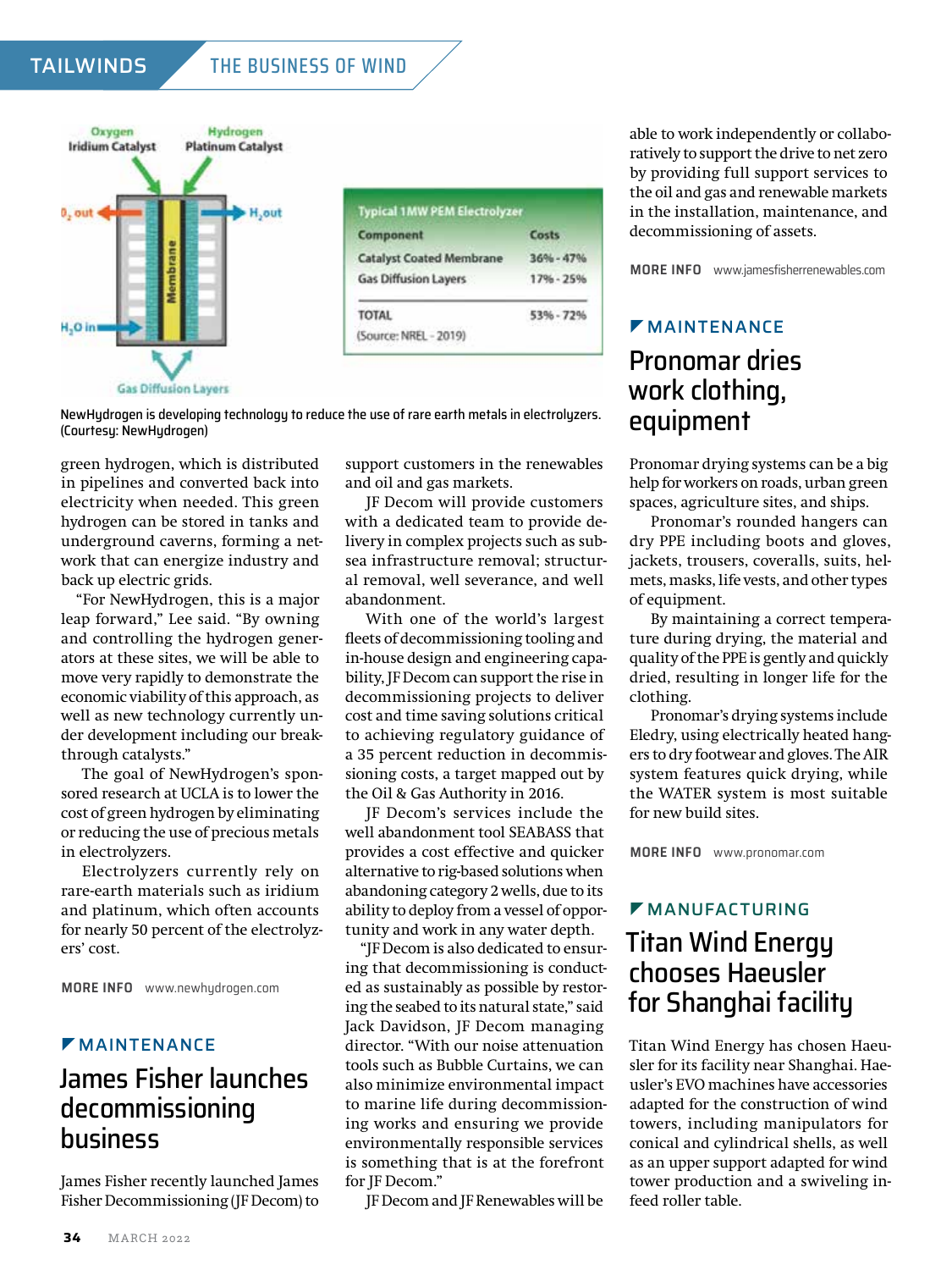| Typical 1MW PEM Electrolyzer | |
|---|---|
| Component | Costs |
| Catalyst Coated Membrane | 36% - 47% |
| Gas Diffusion Layers | 17% - 25% |
| TOTAL | 53% - 72% |
| (Source: NREL - 2019) | |

NewHydrogen is developing technology to reduce the use of rare earth metals in electrolyzers. (Courtesy: NewHydrogen)

green hydrogen, which is distributed in pipelines and converted back into electricity when needed. This green hydrogen can be stored in tanks and underground caverns, forming a network that can energize industry and back up electric grids.

"For NewHydrogen, this is a major leap forward," Lee said. "By owning and controlling the hydrogen generators at these sites, we will be able to move very rapidly to demonstrate the economic viability of this approach, as well as new technology currently under development including our breakthrough catalysts."

The goal of NewHydrogen's sponsored research at UCLA is to lower the cost of green hydrogen by eliminating or reducing the use of precious metals in electrolyzers.

Electrolyzers currently rely on rare-earth materials such as iridium and platinum, which often accounts for nearly 50 percent of the electrolyzers' cost.

**MORE INFO** www.newhydrogen.com

## MAINTENANCE

# James Fisher launches decommissioning business

James Fisher recently launched James Fisher Decommissioning (JF Decom) to support customers in the renewables and oil and gas markets.

JF Decom will provide customers with a dedicated team to provide delivery in complex projects such as subsea infrastructure removal; structural removal, well severance, and well abandonment.

With one of the world's largest fleets of decommissioning tooling and in-house design and engineering capability, JF Decom can support the rise in decommissioning projects to deliver cost and time saving solutions critical to achieving regulatory guidance of a 35 percent reduction in decommissioning costs, a target mapped out by the Oil & Gas Authority in 2016.

JF Decom's services include the well abandonment tool SEABASS that provides a cost effective and quicker alternative to rig-based solutions when abandoning category 2 wells, due to its ability to deploy from a vessel of opportunity and work in any water depth.

"JF Decom is also dedicated to ensuring that decommissioning is conducted as sustainably as possible by restoring the seabed to its natural state," said Jack Davidson, JF Decom managing director. "With our noise attenuation tools such as Bubble Curtains, we can also minimize environmental impact to marine life during decommissioning works and ensuring we provide environmentally responsible services is something that is at the forefront for JF Decom."

JF Decom and JF Renewables will be able to work independently or collaboratively to support the drive to net zero by providing full support services to the oil and gas and renewable markets in the installation, maintenance, and decommissioning of assets.

**MORE INFO** www.jamesfisherrenewables.com

## MAINTENANCE

# Pronomar dries work clothing, equipment

Pronomar drying systems can be a big help for workers on roads, urban green spaces, agriculture sites, and ships.

Pronomar's rounded hangers can dry PPE including boots and gloves, jackets, trousers, coveralls, suits, helmets, masks, life vests, and other types of equipment.

By maintaining a correct temperature during drying, the material and quality of the PPE is gently and quickly dried, resulting in longer life for the clothing.

Pronomar's drying systems include Eledry, using electrically heated hangers to dry footwear and gloves. The AIR system features quick drying, while the WATER system is most suitable for new build sites.

**MORE INFO** www.pronomar.com

## MANUFACTURING

# Titan Wind Energy chooses Haeusler for Shanghai facility

Titan Wind Energy has chosen Haeusler for its facility near Shanghai. Haeusler's EVO machines have accessories adapted for the construction of wind towers, including manipulators for conical and cylindrical shells, as well as an upper support adapted for wind tower production and a swiveling infeed roller table.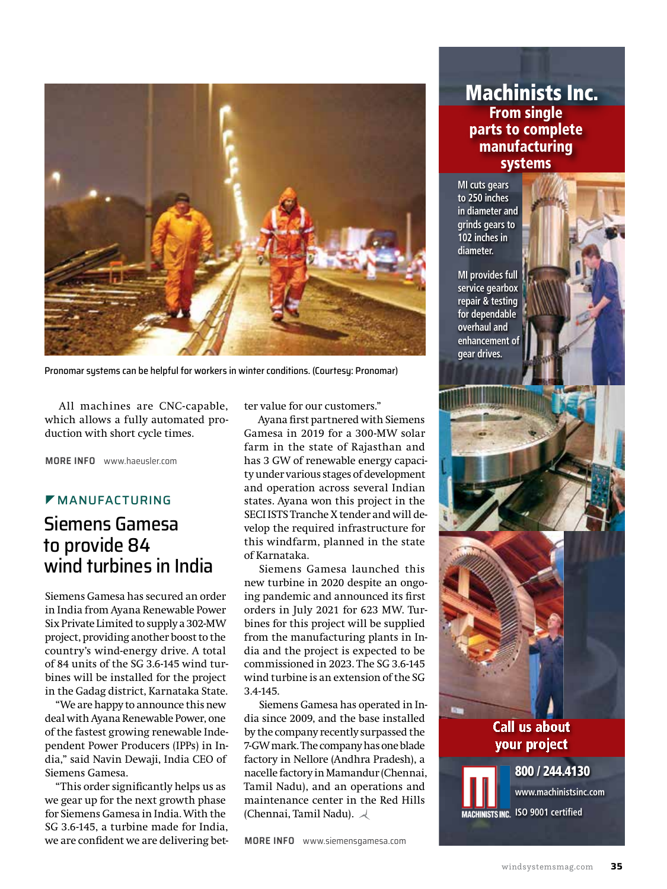Pronomar systems can be helpful for workers in winter conditions. (Courtesy: Pronomar)

All machines are CNC-capable, which allows a fully automated production with short cycle times.

**MORE INFO** www.haeusler.com

MANUFACTURING

## Siemens Gamesa to provide 84 wind turbines in India

Siemens Gamesa has secured an order in India from Ayana Renewable Power Six Private Limited to supply a 302-MW project, providing another boost to the country's wind-energy drive. A total of 84 units of the SG 3.6-145 wind turbines will be installed for the project in the Gadag district, Karnataka State.

"We are happy to announce this new deal with Ayana Renewable Power, one of the fastest growing renewable Independent Power Producers (IPPs) in India," said Navin Dewaji, India CEO of Siemens Gamesa.

"This order significantly helps us as we gear up for the next growth phase for Siemens Gamesa in India. With the SG 3.6-145, a turbine made for India, we are confident we are delivering better value for our customers."

Ayana first partnered with Siemens Gamesa in 2019 for a 300-MW solar farm in the state of Rajasthan and has 3 GW of renewable energy capacity under various stages of development and operation across several Indian states. Ayana won this project in the SECI ISTS Tranche X tender and will develop the required infrastructure for this windfarm, planned in the state of Karnataka.

Siemens Gamesa launched this new turbine in 2020 despite an ongoing pandemic and announced its first orders in July 2021 for 623 MW. Turbines for this project will be supplied from the manufacturing plants in India and the project is expected to be commissioned in 2023. The SG 3.6-145 wind turbine is an extension of the SG 3.4-145.

Siemens Gamesa has operated in India since 2009, and the base installed by the company recently surpassed the 7-GW mark. The company has one blade factory in Nellore (Andhra Pradesh), a nacelle factory in Mamandur (Chennai, Tamil Nadu), and an operations and maintenance center in the Red Hills (Chennai, Tamil Nadu).

**MORE INFO** www.siemensgamesa.com

**Machinists Inc.**

**From single parts to complete manufacturing systems**

MI cuts gears to 250 inches in diameter and grinds gears to 102 inches in diameter.

MI provides full service gearbox repair & testing for dependable overhaul and enhancement of gear drives.

**Call us about your project**

800 / 244.4130

www.machinistsinc.com

MACHINISTS INC. ISO 9001 certified